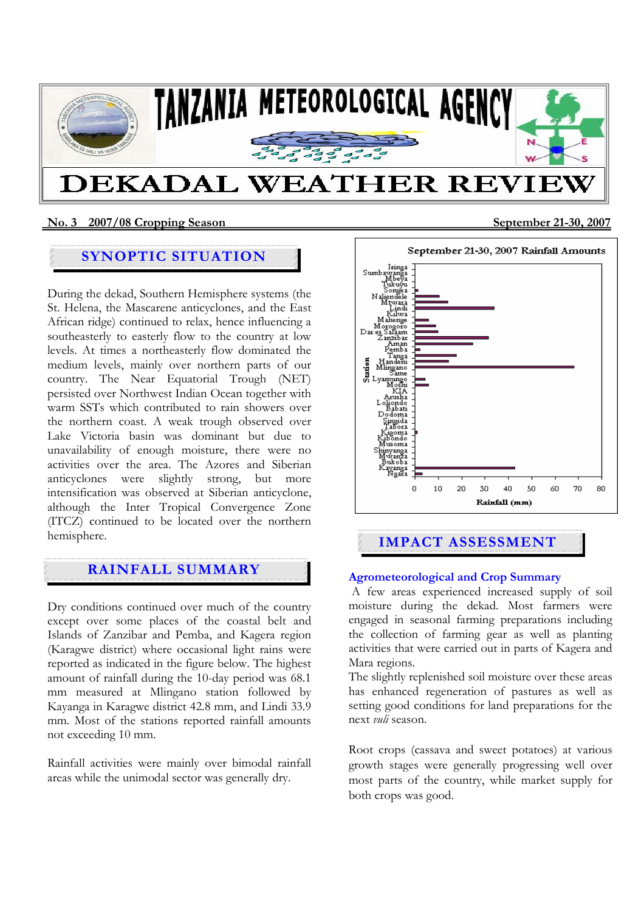# TANZANIA METEOROLOGICAL AGENCY

# DEKADAL WEATHER REVIEW

**No. 3 2007/08 Cropping Season** **September 21-30, 2007**

## SYNOPTIC SITUATION

During the dekad, Southern Hemisphere systems (the St. Helena, the Mascarene anticyclones, and the East African ridge) continued to relax, hence influencing a southeasterly to easterly flow to the country at low levels. At times a northeasterly flow dominated the medium levels, mainly over northern parts of our country. The Near Equatorial Trough (NET) persisted over Northwest Indian Ocean together with warm SSTs which contributed to rain showers over the northern coast. A weak trough observed over Lake Victoria basin was dominant but due to unavailability of enough moisture, there were no activities over the area. The Azores and Siberian anticyclones were slightly strong, but more intensification was observed at Siberian anticyclone, although the Inter Tropical Convergence Zone (ITCZ) continued to be located over the northern hemisphere.

## RAINFALL SUMMARY

Dry conditions continued over much of the country except over some places of the coastal belt and Islands of Zanzibar and Pemba, and Kagera region (Karagwe district) where occasional light rains were reported as indicated in the figure below. The highest amount of rainfall during the 10-day period was 68.1 mm measured at Mlingano station followed by Kayanga in Karagwe district 42.8 mm, and Lindi 33.9 mm. Most of the stations reported rainfall amounts not exceeding 10 mm.

Rainfall activities were mainly over bimodal rainfall areas while the unimodal sector was generally dry.

**September 21-30, 2007 Rainfall Amounts**

Stations (y-axis): Iringa, Sumbawanga, Mbeya, Tukuyu, Songea, Naliendele, Mtwara, Lindi, Kilwa, Mahenge, Morogoro, Dar es Salaam, Zanzibar, Amani, Pemba, Tanga, Handeni, Mlingano, Same, Lyamungo, Moshi, KIA, Arusha, Loliondo, Babati, Dodoma, Singida, Tabora, Kigoma, Kibondo, Musoma, Shinyanga, Mwanza, Bukoba, Kayanga, Ngara

Rainfall (mm) (x-axis): 0–80

## IMPACT ASSESSMENT

### Agrometeorological and Crop Summary

A few areas experienced increased supply of soil moisture during the dekad. Most farmers were engaged in seasonal farming preparations including the collection of farming gear as well as planting activities that were carried out in parts of Kagera and Mara regions.

The slightly replenished soil moisture over these areas has enhanced regeneration of pastures as well as setting good conditions for land preparations for the next *vuli* season.

Root crops (cassava and sweet potatoes) at various growth stages were generally progressing well over most parts of the country, while market supply for both crops was good.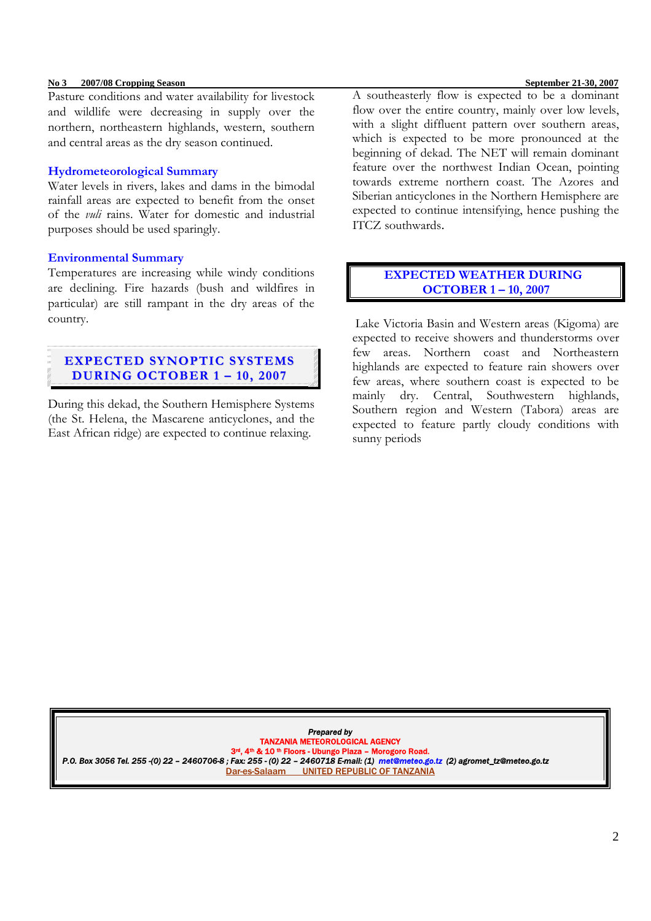Pasture conditions and water availability for livestock and wildlife were decreasing in supply over the northern, northeastern highlands, western, southern and central areas as the dry season continued.

## Hydrometeorological Summary

Water levels in rivers, lakes and dams in the bimodal rainfall areas are expected to benefit from the onset of the *vuli* rains. Water for domestic and industrial purposes should be used sparingly.

## Environmental Summary

Temperatures are increasing while windy conditions are declining. Fire hazards (bush and wildfires in particular) are still rampant in the dry areas of the country.

## EXPECTED SYNOPTIC SYSTEMS DURING OCTOBER 1 – 10, 2007

During this dekad, the Southern Hemisphere Systems (the St. Helena, the Mascarene anticyclones, and the East African ridge) are expected to continue relaxing. A southeasterly flow is expected to be a dominant flow over the entire country, mainly over low levels, with a slight diffluent pattern over southern areas, which is expected to be more pronounced at the beginning of dekad. The NET will remain dominant feature over the northwest Indian Ocean, pointing towards extreme northern coast. The Azores and Siberian anticyclones in the Northern Hemisphere are expected to continue intensifying, hence pushing the ITCZ southwards.

## EXPECTED WEATHER DURING OCTOBER 1 – 10, 2007

Lake Victoria Basin and Western areas (Kigoma) are expected to receive showers and thunderstorms over few areas. Northern coast and Northeastern highlands are expected to feature rain showers over few areas, where southern coast is expected to be mainly dry. Central, Southwestern highlands, Southern region and Western (Tabora) areas are expected to feature partly cloudy conditions with sunny periods

*Prepared by*
**TANZANIA METEOROLOGICAL AGENCY**
**3rd, 4th & 10 th Floors - Ubungo Plaza – Morogoro Road.**
*P.O. Box 3056 Tel. 255 -(0) 22 – 2460706-8 ; Fax: 255 - (0) 22 – 2460718 E-mail: (1) met@meteo.go.tz (2) agromet_tz@meteo.go.tz*
Dar-es-Salaam UNITED REPUBLIC OF TANZANIA